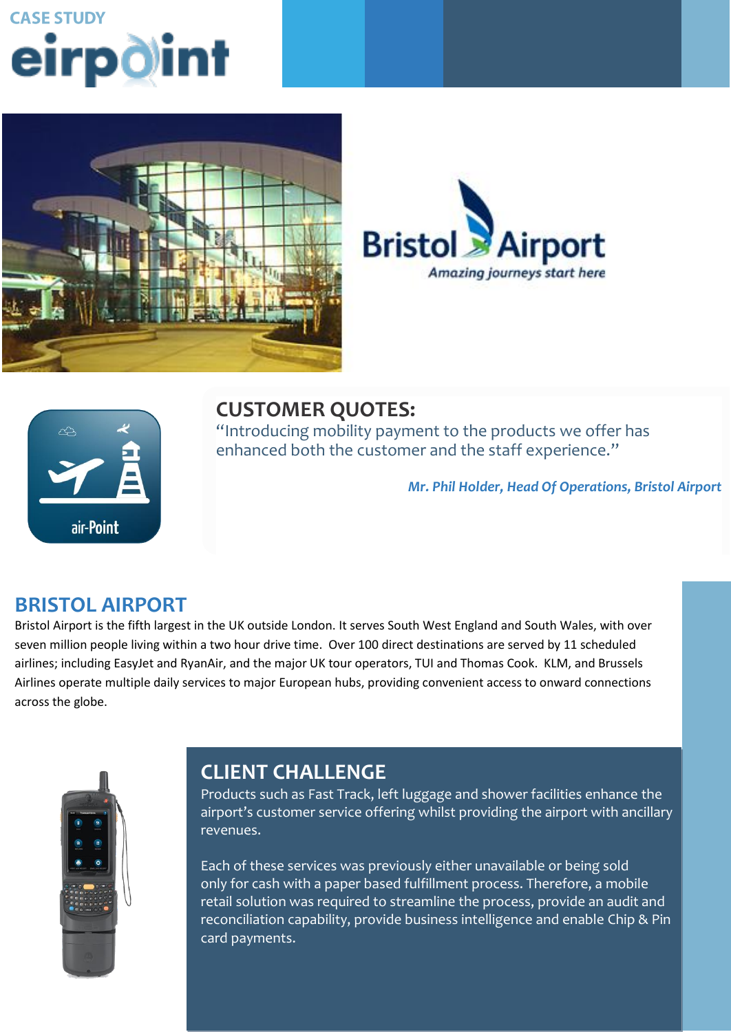CASE STUDY

# eirpoint

Bristol Airport

*Amazing journeys start here*

air-Point

## CUSTOMER QUOTES:

"Introducing mobility payment to the products we offer has enhanced both the customer and the staff experience."

***Mr. Phil Holder, Head Of Operations, Bristol Airport***

## BRISTOL AIRPORT

Bristol Airport is the fifth largest in the UK outside London. It serves South West England and South Wales, with over seven million people living within a two hour drive time. Over 100 direct destinations are served by 11 scheduled airlines; including EasyJet and RyanAir, and the major UK tour operators, TUI and Thomas Cook. KLM, and Brussels Airlines operate multiple daily services to major European hubs, providing convenient access to onward connections across the globe.

## CLIENT CHALLENGE

Products such as Fast Track, left luggage and shower facilities enhance the airport's customer service offering whilst providing the airport with ancillary revenues.

Each of these services was previously either unavailable or being sold only for cash with a paper based fulfillment process. Therefore, a mobile retail solution was required to streamline the process, provide an audit and reconciliation capability, provide business intelligence and enable Chip & Pin card payments.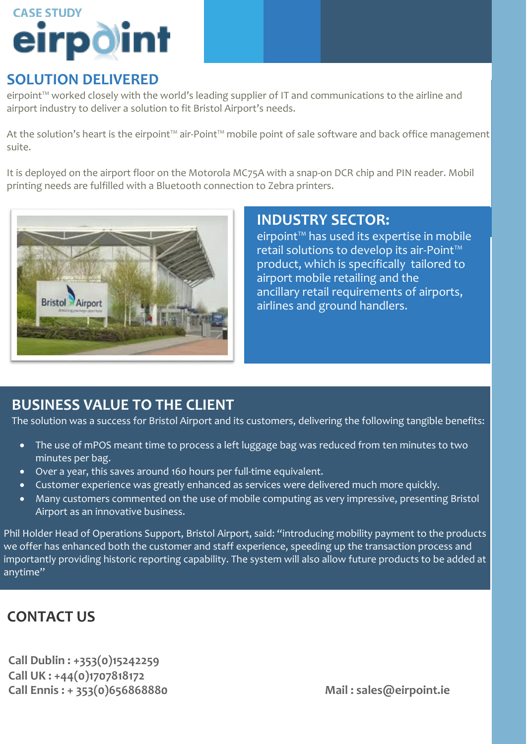CASE STUDY

eirpoint

## SOLUTION DELIVERED

eirpoint™ worked closely with the world's leading supplier of IT and communications to the airline and airport industry to deliver a solution to fit Bristol Airport's needs.

At the solution's heart is the eirpoint™ air-Point™ mobile point of sale software and back office management suite.

It is deployed on the airport floor on the Motorola MC75A with a snap-on DCR chip and PIN reader. Mobil printing needs are fulfilled with a Bluetooth connection to Zebra printers.

## INDUSTRY SECTOR:

eirpoint™ has used its expertise in mobile retail solutions to develop its air-Point™ product, which is specifically tailored to airport mobile retailing and the ancillary retail requirements of airports, airlines and ground handlers.

## BUSINESS VALUE TO THE CLIENT

The solution was a success for Bristol Airport and its customers, delivering the following tangible benefits:

- The use of mPOS meant time to process a left luggage bag was reduced from ten minutes to two minutes per bag.
- Over a year, this saves around 160 hours per full-time equivalent.
- Customer experience was greatly enhanced as services were delivered much more quickly.
- Many customers commented on the use of mobile computing as very impressive, presenting Bristol Airport as an innovative business.

Phil Holder Head of Operations Support, Bristol Airport, said: "introducing mobility payment to the products we offer has enhanced both the customer and staff experience, speeding up the transaction process and importantly providing historic reporting capability. The system will also allow future products to be added at anytime"

## CONTACT US

**Call Dublin : +353(0)15242259**
**Call UK : +44(0)1707818172**
**Call Ennis : + 353(0)656868880**

**Mail : sales@eirpoint.ie**